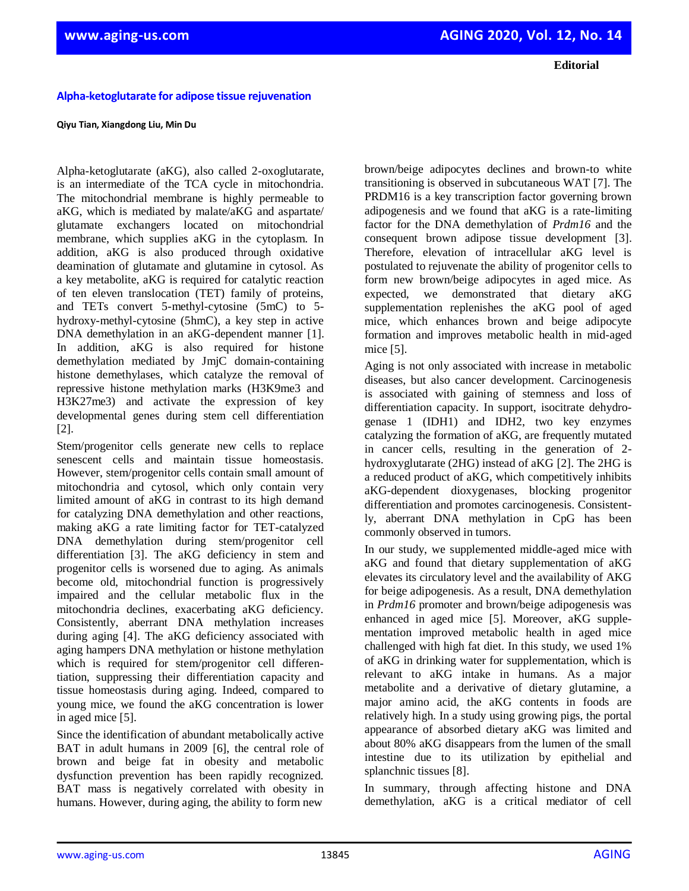Editorial

# Alpha-ketoglutarate for adipose tissue rejuvenation

**Qiyu Tian, Xiangdong Liu, Min Du**

Alpha-ketoglutarate (aKG), also called 2-oxoglutarate, is an intermediate of the TCA cycle in mitochondria. The mitochondrial membrane is highly permeable to aKG, which is mediated by malate/aKG and aspartate/glutamate exchangers located on mitochondrial membrane, which supplies aKG in the cytoplasm. In addition, aKG is also produced through oxidative deamination of glutamate and glutamine in cytosol. As a key metabolite, aKG is required for catalytic reaction of ten eleven translocation (TET) family of proteins, and TETs convert 5-methyl-cytosine (5mC) to 5-hydroxy-methyl-cytosine (5hmC), a key step in active DNA demethylation in an aKG-dependent manner [1]. In addition, aKG is also required for histone demethylation mediated by JmjC domain-containing histone demethylases, which catalyze the removal of repressive histone methylation marks (H3K9me3 and H3K27me3) and activate the expression of key developmental genes during stem cell differentiation [2].

Stem/progenitor cells generate new cells to replace senescent cells and maintain tissue homeostasis. However, stem/progenitor cells contain small amount of mitochondria and cytosol, which only contain very limited amount of aKG in contrast to its high demand for catalyzing DNA demethylation and other reactions, making aKG a rate limiting factor for TET-catalyzed DNA demethylation during stem/progenitor cell differentiation [3]. The aKG deficiency in stem and progenitor cells is worsened due to aging. As animals become old, mitochondrial function is progressively impaired and the cellular metabolic flux in the mitochondria declines, exacerbating aKG deficiency. Consistently, aberrant DNA methylation increases during aging [4]. The aKG deficiency associated with aging hampers DNA methylation or histone methylation which is required for stem/progenitor cell differentiation, suppressing their differentiation capacity and tissue homeostasis during aging. Indeed, compared to young mice, we found the aKG concentration is lower in aged mice [5].

Since the identification of abundant metabolically active BAT in adult humans in 2009 [6], the central role of brown and beige fat in obesity and metabolic dysfunction prevention has been rapidly recognized. BAT mass is negatively correlated with obesity in humans. However, during aging, the ability to form new brown/beige adipocytes declines and brown-to white transitioning is observed in subcutaneous WAT [7]. The PRDM16 is a key transcription factor governing brown adipogenesis and we found that aKG is a rate-limiting factor for the DNA demethylation of *Prdm16* and the consequent brown adipose tissue development [3]. Therefore, elevation of intracellular aKG level is postulated to rejuvenate the ability of progenitor cells to form new brown/beige adipocytes in aged mice. As expected, we demonstrated that dietary aKG supplementation replenishes the aKG pool of aged mice, which enhances brown and beige adipocyte formation and improves metabolic health in mid-aged mice [5].

Aging is not only associated with increase in metabolic diseases, but also cancer development. Carcinogenesis is associated with gaining of stemness and loss of differentiation capacity. In support, isocitrate dehydrogenase 1 (IDH1) and IDH2, two key enzymes catalyzing the formation of aKG, are frequently mutated in cancer cells, resulting in the generation of 2-hydroxyglutarate (2HG) instead of aKG [2]. The 2HG is a reduced product of aKG, which competitively inhibits aKG-dependent dioxygenases, blocking progenitor differentiation and promotes carcinogenesis. Consistently, aberrant DNA methylation in CpG has been commonly observed in tumors.

In our study, we supplemented middle-aged mice with aKG and found that dietary supplementation of aKG elevates its circulatory level and the availability of AKG for beige adipogenesis. As a result, DNA demethylation in *Prdm16* promoter and brown/beige adipogenesis was enhanced in aged mice [5]. Moreover, aKG supplementation improved metabolic health in aged mice challenged with high fat diet. In this study, we used 1% of aKG in drinking water for supplementation, which is relevant to aKG intake in humans. As a major metabolite and a derivative of dietary glutamine, a major amino acid, the aKG contents in foods are relatively high. In a study using growing pigs, the portal appearance of absorbed dietary aKG was limited and about 80% aKG disappears from the lumen of the small intestine due to its utilization by epithelial and splanchnic tissues [8].

In summary, through affecting histone and DNA demethylation, aKG is a critical mediator of cell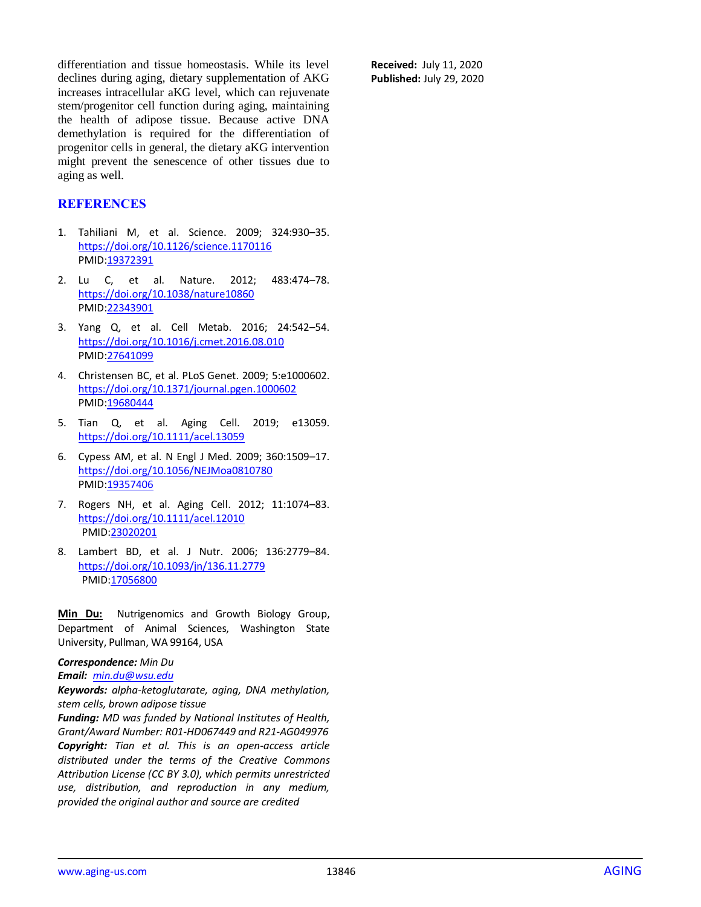differentiation and tissue homeostasis. While its level declines during aging, dietary supplementation of AKG increases intracellular aKG level, which can rejuvenate stem/progenitor cell function during aging, maintaining the health of adipose tissue. Because active DNA demethylation is required for the differentiation of progenitor cells in general, the dietary aKG intervention might prevent the senescence of other tissues due to aging as well.

## REFERENCES

1. Tahiliani M, et al. Science. 2009; 324:930–35. https://doi.org/10.1126/science.1170116 PMID:19372391

2. Lu C, et al. Nature. 2012; 483:474–78. https://doi.org/10.1038/nature10860 PMID:22343901

3. Yang Q, et al. Cell Metab. 2016; 24:542–54. https://doi.org/10.1016/j.cmet.2016.08.010 PMID:27641099

4. Christensen BC, et al. PLoS Genet. 2009; 5:e1000602. https://doi.org/10.1371/journal.pgen.1000602 PMID:19680444

5. Tian Q, et al. Aging Cell. 2019; e13059. https://doi.org/10.1111/acel.13059

6. Cypess AM, et al. N Engl J Med. 2009; 360:1509–17. https://doi.org/10.1056/NEJMoa0810780 PMID:19357406

7. Rogers NH, et al. Aging Cell. 2012; 11:1074–83. https://doi.org/10.1111/acel.12010 PMID:23020201

8. Lambert BD, et al. J Nutr. 2006; 136:2779–84. https://doi.org/10.1093/jn/136.11.2779 PMID:17056800

**Min Du:** Nutrigenomics and Growth Biology Group, Department of Animal Sciences, Washington State University, Pullman, WA 99164, USA

***Correspondence:*** *Min Du*
***Email:*** *min.du@wsu.edu*
***Keywords:*** *alpha-ketoglutarate, aging, DNA methylation, stem cells, brown adipose tissue*
***Funding:*** *MD was funded by National Institutes of Health, Grant/Award Number: R01-HD067449 and R21-AG049976*
***Copyright:*** *Tian et al. This is an open-access article distributed under the terms of the Creative Commons Attribution License (CC BY 3.0), which permits unrestricted use, distribution, and reproduction in any medium, provided the original author and source are credited*

**Received:** July 11, 2020
**Published:** July 29, 2020